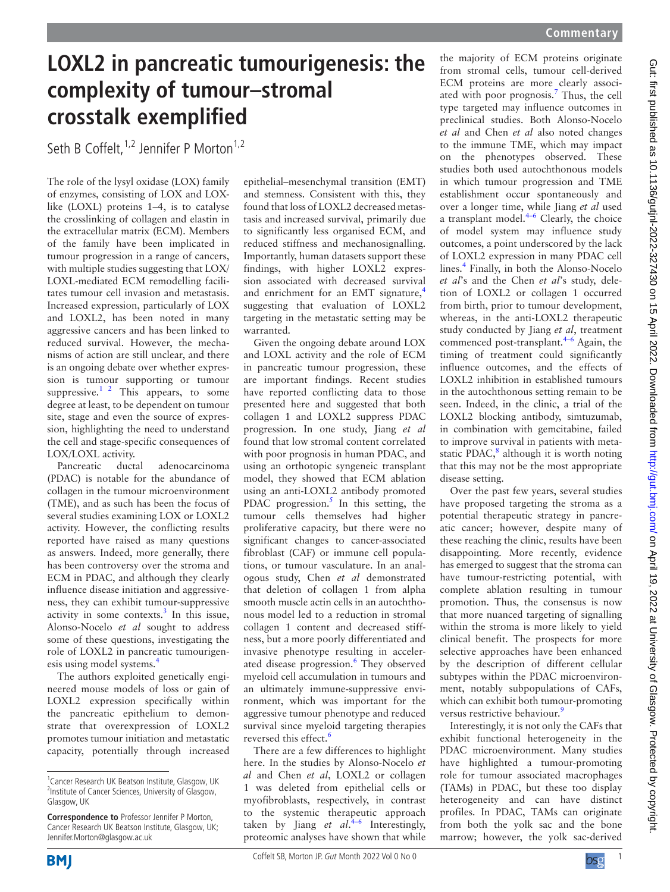# LOXL2 in pancreatic tumourigenesis: the complexity of tumour–stromal crosstalk exemplified

Seth B Coffelt,[1,2] Jennifer P Morton[1,2]

[1]Cancer Research UK Beatson Institute, Glasgow, UK
[2]Institute of Cancer Sciences, University of Glasgow, Glasgow, UK

**Correspondence to** Professor Jennifer P Morton, Cancer Research UK Beatson Institute, Glasgow, UK; Jennifer.Morton@glasgow.ac.uk

The role of the lysyl oxidase (LOX) family of enzymes, consisting of LOX and LOX-like (LOXL) proteins 1–4, is to catalyse the crosslinking of collagen and elastin in the extracellular matrix (ECM). Members of the family have been implicated in tumour progression in a range of cancers, with multiple studies suggesting that LOX/LOXL-mediated ECM remodelling facilitates tumour cell invasion and metastasis. Increased expression, particularly of LOX and LOXL2, has been noted in many aggressive cancers and has been linked to reduced survival. However, the mechanisms of action are still unclear, and there is an ongoing debate over whether expression is tumour supporting or tumour suppressive.[1 2] This appears, to some degree at least, to be dependent on tumour site, stage and even the source of expression, highlighting the need to understand the cell and stage-specific consequences of LOX/LOXL activity.

Pancreatic ductal adenocarcinoma (PDAC) is notable for the abundance of collagen in the tumour microenvironment (TME), and as such has been the focus of several studies examining LOX or LOXL2 activity. However, the conflicting results reported have raised as many questions as answers. Indeed, more generally, there has been controversy over the stroma and ECM in PDAC, and although they clearly influence disease initiation and aggressiveness, they can exhibit tumour-suppressive activity in some contexts.[3] In this issue, Alonso-Nocelo *et al* sought to address some of these questions, investigating the role of LOXL2 in pancreatic tumourigenesis using model systems.[4]

The authors exploited genetically engineered mouse models of loss or gain of LOXL2 expression specifically within the pancreatic epithelium to demonstrate that overexpression of LOXL2 promotes tumour initiation and metastatic capacity, potentially through increased epithelial–mesenchymal transition (EMT) and stemness. Consistent with this, they found that loss of LOXL2 decreased metastasis and increased survival, primarily due to significantly less organised ECM, and reduced stiffness and mechanosignalling. Importantly, human datasets support these findings, with higher LOXL2 expression associated with decreased survival and enrichment for an EMT signature,[4] suggesting that evaluation of LOXL2 targeting in the metastatic setting may be warranted.

Given the ongoing debate around LOX and LOXL activity and the role of ECM in pancreatic tumour progression, these are important findings. Recent studies have reported conflicting data to those presented here and suggested that both collagen 1 and LOXL2 suppress PDAC progression. In one study, Jiang *et al* found that low stromal content correlated with poor prognosis in human PDAC, and using an orthotopic syngeneic transplant model, they showed that ECM ablation using an anti-LOXL2 antibody promoted PDAC progression.[5] In this setting, the tumour cells themselves had higher proliferative capacity, but there were no significant changes to cancer-associated fibroblast (CAF) or immune cell populations, or tumour vasculature. In an analogous study, Chen *et al* demonstrated that deletion of collagen 1 from alpha smooth muscle actin cells in an autochthonous model led to a reduction in stromal collagen 1 content and decreased stiffness, but a more poorly differentiated and invasive phenotype resulting in accelerated disease progression.[6] They observed myeloid cell accumulation in tumours and an ultimately immune-suppressive environment, which was important for the aggressive tumour phenotype and reduced survival since myeloid targeting therapies reversed this effect.[6]

There are a few differences to highlight here. In the studies by Alonso-Nocelo *et al* and Chen *et al*, LOXL2 or collagen 1 was deleted from epithelial cells or myofibroblasts, respectively, in contrast to the systemic therapeutic approach taken by Jiang *et al*.[4–6] Interestingly, proteomic analyses have shown that while the majority of ECM proteins originate from stromal cells, tumour cell-derived ECM proteins are more clearly associated with poor prognosis.[7] Thus, the cell type targeted may influence outcomes in preclinical studies. Both Alonso-Nocelo *et al* and Chen *et al* also noted changes to the immune TME, which may impact on the phenotypes observed. These studies both used autochthonous models in which tumour progression and TME establishment occur spontaneously and over a longer time, while Jiang *et al* used a transplant model.[4–6] Clearly, the choice of model system may influence study outcomes, a point underscored by the lack of LOXL2 expression in many PDAC cell lines.[4] Finally, in both the Alonso-Nocelo *et al*'s and the Chen *et al*'s study, deletion of LOXL2 or collagen 1 occurred from birth, prior to tumour development, whereas, in the anti-LOXL2 therapeutic study conducted by Jiang *et al*, treatment commenced post-transplant.[4–6] Again, the timing of treatment could significantly influence outcomes, and the effects of LOXL2 inhibition in established tumours in the autochthonous setting remain to be seen. Indeed, in the clinic, a trial of the LOXL2 blocking antibody, simtuzumab, in combination with gemcitabine, failed to improve survival in patients with metastatic PDAC,[8] although it is worth noting that this may not be the most appropriate disease setting.

Over the past few years, several studies have proposed targeting the stroma as a potential therapeutic strategy in pancreatic cancer; however, despite many of these reaching the clinic, results have been disappointing. More recently, evidence has emerged to suggest that the stroma can have tumour-restricting potential, with complete ablation resulting in tumour promotion. Thus, the consensus is now that more nuanced targeting of signalling within the stroma is more likely to yield clinical benefit. The prospects for more selective approaches have been enhanced by the description of different cellular subtypes within the PDAC microenvironment, notably subpopulations of CAFs, which can exhibit both tumour-promoting versus restrictive behaviour.[9]

Interestingly, it is not only the CAFs that exhibit functional heterogeneity in the PDAC microenvironment. Many studies have highlighted a tumour-promoting role for tumour associated macrophages (TAMs) in PDAC, but these too display heterogeneity and can have distinct profiles. In PDAC, TAMs can originate from both the yolk sac and the bone marrow; however, the yolk sac-derived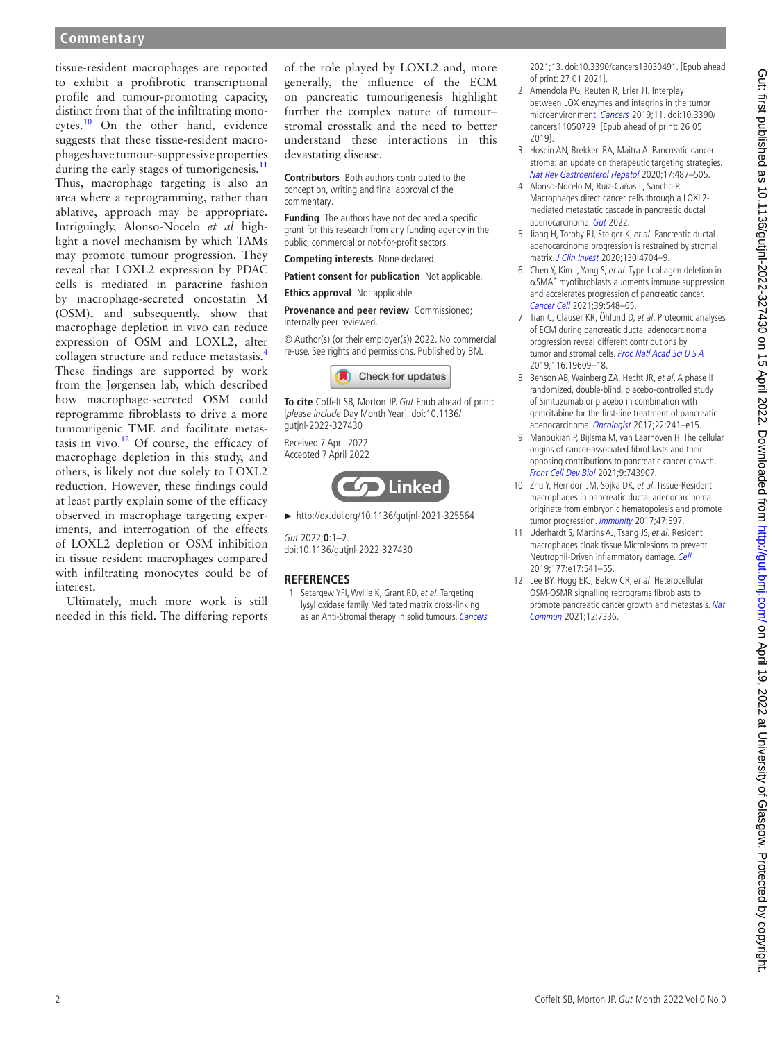tissue-resident macrophages are reported to exhibit a profibrotic transcriptional profile and tumour-promoting capacity, distinct from that of the infiltrating monocytes.[10] On the other hand, evidence suggests that these tissue-resident macrophages have tumour-suppressive properties during the early stages of tumorigenesis.[11] Thus, macrophage targeting is also an area where a reprogramming, rather than ablative, approach may be appropriate. Intriguingly, Alonso-Nocelo *et al* highlight a novel mechanism by which TAMs may promote tumour progression. They reveal that LOXL2 expression by PDAC cells is mediated in paracrine fashion by macrophage-secreted oncostatin M (OSM), and subsequently, show that macrophage depletion in vivo can reduce expression of OSM and LOXL2, alter collagen structure and reduce metastasis.[4] These findings are supported by work from the Jørgensen lab, which described how macrophage-secreted OSM could reprogramme fibroblasts to drive a more tumourigenic TME and facilitate metastasis in vivo.[12] Of course, the efficacy of macrophage depletion in this study, and others, is likely not due solely to LOXL2 reduction. However, these findings could at least partly explain some of the efficacy observed in macrophage targeting experiments, and interrogation of the effects of LOXL2 depletion or OSM inhibition in tissue resident macrophages compared with infiltrating monocytes could be of interest.

Ultimately, much more work is still needed in this field. The differing reports of the role played by LOXL2 and, more generally, the influence of the ECM on pancreatic tumourigenesis highlight further the complex nature of tumour–stromal crosstalk and the need to better understand these interactions in this devastating disease.

**Contributors** Both authors contributed to the conception, writing and final approval of the commentary.

**Funding** The authors have not declared a specific grant for this research from any funding agency in the public, commercial or not-for-profit sectors.

**Competing interests** None declared.

**Patient consent for publication** Not applicable.

**Ethics approval** Not applicable.

**Provenance and peer review** Commissioned; internally peer reviewed.

© Author(s) (or their employer(s)) 2022. No commercial re-use. See rights and permissions. Published by BMJ.

Check for updates

**To cite** Coffelt SB, Morton JP. *Gut* Epub ahead of print: [*please include* Day Month Year]. doi:10.1136/gutjnl-2022-327430

Received 7 April 2022
Accepted 7 April 2022

Linked

► http://dx.doi.org/10.1136/gutjnl-2021-325564

*Gut* 2022;**0**:1–2.
doi:10.1136/gutjnl-2022-327430

## REFERENCES

1. Setargew YFI, Wyllie K, Grant RD, *et al*. Targeting lysyl oxidase family Meditated matrix cross-linking as an Anti-Stromal therapy in solid tumours. *Cancers* 2021;13. doi:10.3390/cancers13030491. [Epub ahead of print: 27 01 2021].
2. Amendola PG, Reuten R, Erler JT. Interplay between LOX enzymes and integrins in the tumor microenvironment. *Cancers* 2019;11. doi:10.3390/cancers11050729. [Epub ahead of print: 26 05 2019].
3. Hosein AN, Brekken RA, Maitra A. Pancreatic cancer stroma: an update on therapeutic targeting strategies. *Nat Rev Gastroenterol Hepatol* 2020;17:487–505.
4. Alonso-Nocelo M, Ruiz-Cañas L, Sancho P. Macrophages direct cancer cells through a LOXL2-mediated metastatic cascade in pancreatic ductal adenocarcinoma. *Gut* 2022.
5. Jiang H, Torphy RJ, Steiger K, *et al*. Pancreatic ductal adenocarcinoma progression is restrained by stromal matrix. *J Clin Invest* 2020;130:4704–9.
6. Chen Y, Kim J, Yang S, *et al*. Type I collagen deletion in αSMA[+] myofibroblasts augments immune suppression and accelerates progression of pancreatic cancer. *Cancer Cell* 2021;39:548–65.
7. Tian C, Clauser KR, Öhlund D, *et al*. Proteomic analyses of ECM during pancreatic ductal adenocarcinoma progression reveal different contributions by tumor and stromal cells. *Proc Natl Acad Sci U S A* 2019;116:19609–18.
8. Benson AB, Wainberg ZA, Hecht JR, *et al*. A phase II randomized, double-blind, placebo-controlled study of Simtuzumab or placebo in combination with gemcitabine for the first-line treatment of pancreatic adenocarcinoma. *Oncologist* 2017;22:241–e15.
9. Manoukian P, Bijlsma M, van Laarhoven H. The cellular origins of cancer-associated fibroblasts and their opposing contributions to pancreatic cancer growth. *Front Cell Dev Biol* 2021;9:743907.
10. Zhu Y, Herndon JM, Sojka DK, *et al*. Tissue-Resident macrophages in pancreatic ductal adenocarcinoma originate from embryonic hematopoiesis and promote tumor progression. *Immunity* 2017;47:597.
11. Uderhardt S, Martins AJ, Tsang JS, *et al*. Resident macrophages cloak tissue Microlesions to prevent Neutrophil-Driven inflammatory damage. *Cell* 2019;177:e17:541–55.
12. Lee BY, Hogg EKJ, Below CR, *et al*. Heterocellular OSM-OSMR signalling reprograms fibroblasts to promote pancreatic cancer growth and metastasis. *Nat Commun* 2021;12:7336.